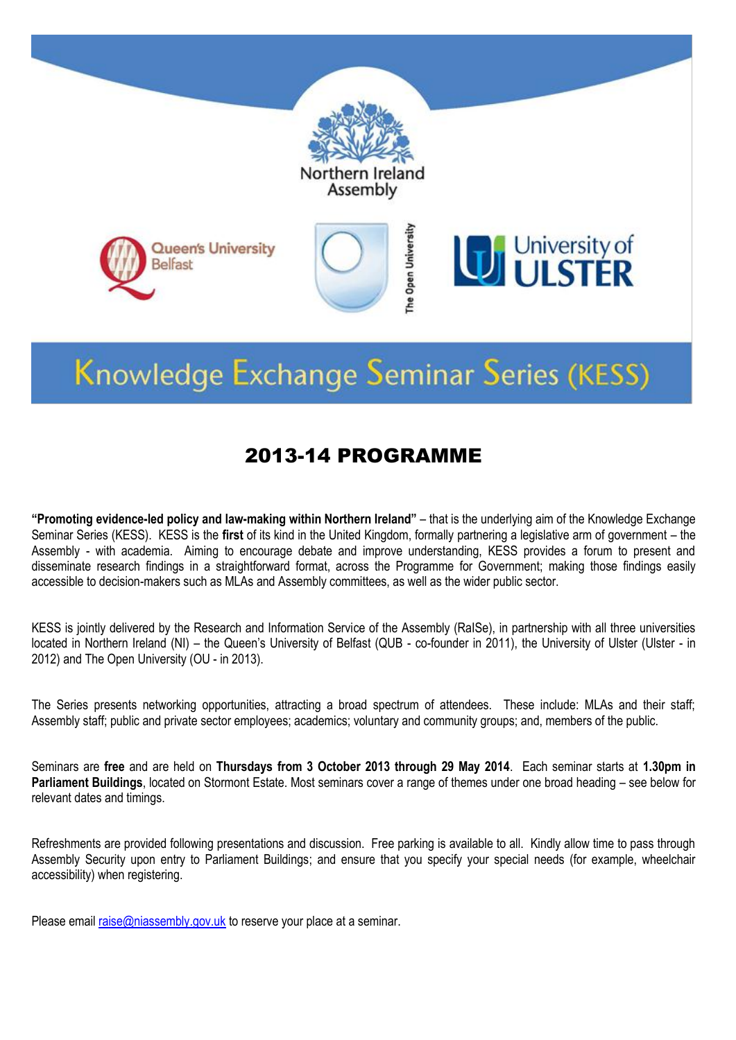Northern Ireland Assembly

Queen's University Belfast

The Open University

University of ULSTER

# Knowledge Exchange Seminar Series (KESS)

## 2013-14 PROGRAMME

**"Promoting evidence-led policy and law-making within Northern Ireland"** – that is the underlying aim of the Knowledge Exchange Seminar Series (KESS). KESS is the **first** of its kind in the United Kingdom, formally partnering a legislative arm of government – the Assembly - with academia. Aiming to encourage debate and improve understanding, KESS provides a forum to present and disseminate research findings in a straightforward format, across the Programme for Government; making those findings easily accessible to decision-makers such as MLAs and Assembly committees, as well as the wider public sector.

KESS is jointly delivered by the Research and Information Service of the Assembly (RaISe), in partnership with all three universities located in Northern Ireland (NI) – the Queen's University of Belfast (QUB - co-founder in 2011), the University of Ulster (Ulster - in 2012) and The Open University (OU - in 2013).

The Series presents networking opportunities, attracting a broad spectrum of attendees. These include: MLAs and their staff; Assembly staff; public and private sector employees; academics; voluntary and community groups; and, members of the public.

Seminars are **free** and are held on **Thursdays from 3 October 2013 through 29 May 2014**. Each seminar starts at **1.30pm in Parliament Buildings**, located on Stormont Estate. Most seminars cover a range of themes under one broad heading – see below for relevant dates and timings.

Refreshments are provided following presentations and discussion. Free parking is available to all. Kindly allow time to pass through Assembly Security upon entry to Parliament Buildings; and ensure that you specify your special needs (for example, wheelchair accessibility) when registering.

Please email raise@niassembly.gov.uk to reserve your place at a seminar.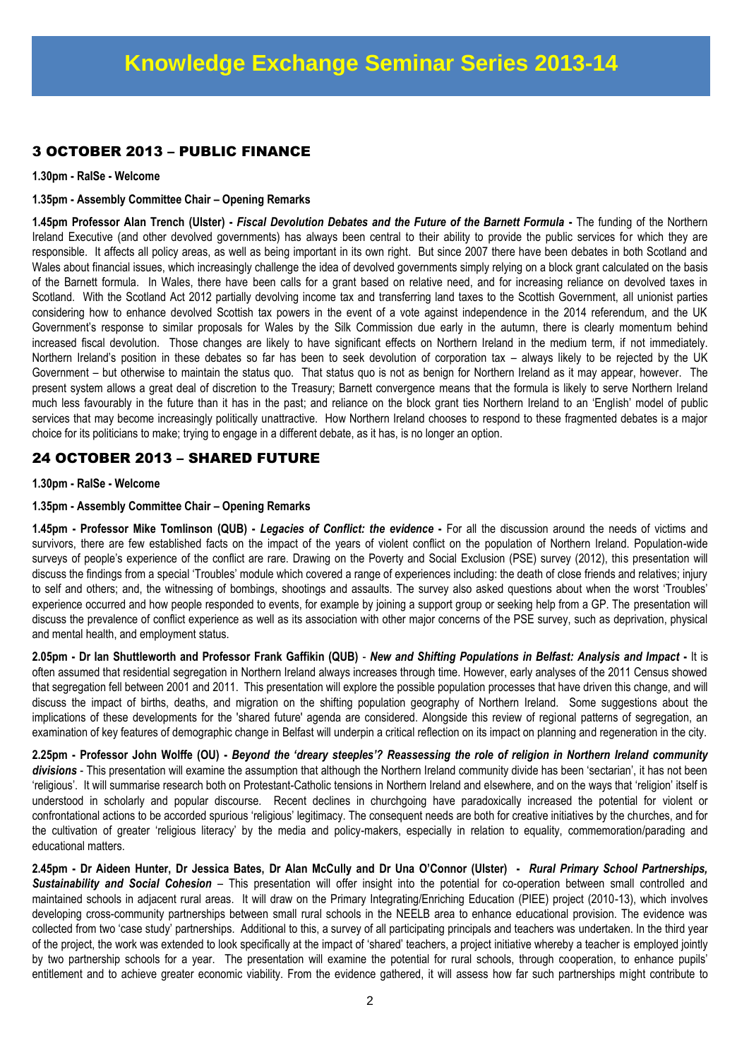# Knowledge Exchange Seminar Series 2013-14

## 3 OCTOBER 2013 – PUBLIC FINANCE

**1.30pm - RaISe - Welcome**

**1.35pm - Assembly Committee Chair – Opening Remarks**

**1.45pm Professor Alan Trench (Ulster) -** ***Fiscal Devolution Debates and the Future of the Barnett Formula*** **-** The funding of the Northern Ireland Executive (and other devolved governments) has always been central to their ability to provide the public services for which they are responsible. It affects all policy areas, as well as being important in its own right. But since 2007 there have been debates in both Scotland and Wales about financial issues, which increasingly challenge the idea of devolved governments simply relying on a block grant calculated on the basis of the Barnett formula. In Wales, there have been calls for a grant based on relative need, and for increasing reliance on devolved taxes in Scotland. With the Scotland Act 2012 partially devolving income tax and transferring land taxes to the Scottish Government, all unionist parties considering how to enhance devolved Scottish tax powers in the event of a vote against independence in the 2014 referendum, and the UK Government's response to similar proposals for Wales by the Silk Commission due early in the autumn, there is clearly momentum behind increased fiscal devolution. Those changes are likely to have significant effects on Northern Ireland in the medium term, if not immediately. Northern Ireland's position in these debates so far has been to seek devolution of corporation tax – always likely to be rejected by the UK Government – but otherwise to maintain the status quo. That status quo is not as benign for Northern Ireland as it may appear, however. The present system allows a great deal of discretion to the Treasury; Barnett convergence means that the formula is likely to serve Northern Ireland much less favourably in the future than it has in the past; and reliance on the block grant ties Northern Ireland to an 'English' model of public services that may become increasingly politically unattractive. How Northern Ireland chooses to respond to these fragmented debates is a major choice for its politicians to make; trying to engage in a different debate, as it has, is no longer an option.

## 24 OCTOBER 2013 – SHARED FUTURE

**1.30pm - RaISe - Welcome**

**1.35pm - Assembly Committee Chair – Opening Remarks**

**1.45pm - Professor Mike Tomlinson (QUB) -** ***Legacies of Conflict: the evidence*** **-** For all the discussion around the needs of victims and survivors, there are few established facts on the impact of the years of violent conflict on the population of Northern Ireland. Population-wide surveys of people's experience of the conflict are rare. Drawing on the Poverty and Social Exclusion (PSE) survey (2012), this presentation will discuss the findings from a special 'Troubles' module which covered a range of experiences including: the death of close friends and relatives; injury to self and others; and, the witnessing of bombings, shootings and assaults. The survey also asked questions about when the worst 'Troubles' experience occurred and how people responded to events, for example by joining a support group or seeking help from a GP. The presentation will discuss the prevalence of conflict experience as well as its association with other major concerns of the PSE survey, such as deprivation, physical and mental health, and employment status.

**2.05pm - Dr Ian Shuttleworth and Professor Frank Gaffikin (QUB)** - ***New and Shifting Populations in Belfast: Analysis and Impact*** **-** It is often assumed that residential segregation in Northern Ireland always increases through time. However, early analyses of the 2011 Census showed that segregation fell between 2001 and 2011. This presentation will explore the possible population processes that have driven this change, and will discuss the impact of births, deaths, and migration on the shifting population geography of Northern Ireland. Some suggestions about the implications of these developments for the 'shared future' agenda are considered. Alongside this review of regional patterns of segregation, an examination of key features of demographic change in Belfast will underpin a critical reflection on its impact on planning and regeneration in the city.

**2.25pm - Professor John Wolffe (OU) -** ***Beyond the 'dreary steeples'? Reassessing the role of religion in Northern Ireland community divisions*** - This presentation will examine the assumption that although the Northern Ireland community divide has been 'sectarian', it has not been 'religious'. It will summarise research both on Protestant-Catholic tensions in Northern Ireland and elsewhere, and on the ways that 'religion' itself is understood in scholarly and popular discourse. Recent declines in churchgoing have paradoxically increased the potential for violent or confrontational actions to be accorded spurious 'religious' legitimacy. The consequent needs are both for creative initiatives by the churches, and for the cultivation of greater 'religious literacy' by the media and policy-makers, especially in relation to equality, commemoration/parading and educational matters.

**2.45pm - Dr Aideen Hunter, Dr Jessica Bates, Dr Alan McCully and Dr Una O'Connor (Ulster) -** ***Rural Primary School Partnerships, Sustainability and Social Cohesion*** – This presentation will offer insight into the potential for co-operation between small controlled and maintained schools in adjacent rural areas. It will draw on the Primary Integrating/Enriching Education (PIEE) project (2010-13), which involves developing cross-community partnerships between small rural schools in the NEELB area to enhance educational provision. The evidence was collected from two 'case study' partnerships. Additional to this, a survey of all participating principals and teachers was undertaken. In the third year of the project, the work was extended to look specifically at the impact of 'shared' teachers, a project initiative whereby a teacher is employed jointly by two partnership schools for a year. The presentation will examine the potential for rural schools, through cooperation, to enhance pupils' entitlement and to achieve greater economic viability. From the evidence gathered, it will assess how far such partnerships might contribute to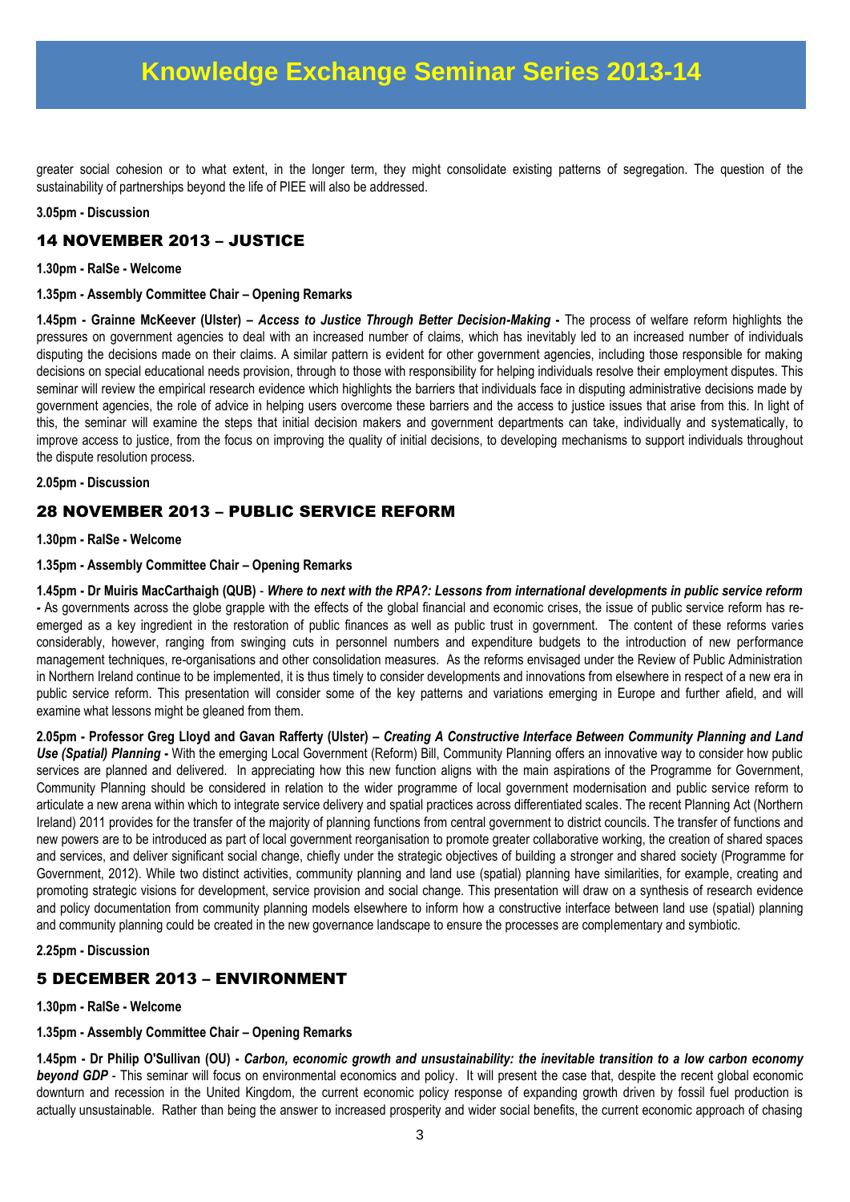greater social cohesion or to what extent, in the longer term, they might consolidate existing patterns of segregation. The question of the sustainability of partnerships beyond the life of PIEE will also be addressed.

**3.05pm - Discussion**

## 14 NOVEMBER 2013 – JUSTICE

**1.30pm - RaISe - Welcome**

**1.35pm - Assembly Committee Chair – Opening Remarks**

**1.45pm - Grainne McKeever (Ulster) –** ***Access to Justice Through Better Decision-Making*** **-** The process of welfare reform highlights the pressures on government agencies to deal with an increased number of claims, which has inevitably led to an increased number of individuals disputing the decisions made on their claims. A similar pattern is evident for other government agencies, including those responsible for making decisions on special educational needs provision, through to those with responsibility for helping individuals resolve their employment disputes. This seminar will review the empirical research evidence which highlights the barriers that individuals face in disputing administrative decisions made by government agencies, the role of advice in helping users overcome these barriers and the access to justice issues that arise from this. In light of this, the seminar will examine the steps that initial decision makers and government departments can take, individually and systematically, to improve access to justice, from the focus on improving the quality of initial decisions, to developing mechanisms to support individuals throughout the dispute resolution process.

**2.05pm - Discussion**

## 28 NOVEMBER 2013 – PUBLIC SERVICE REFORM

**1.30pm - RaISe - Welcome**

**1.35pm - Assembly Committee Chair – Opening Remarks**

**1.45pm - Dr Muiris MacCarthaigh (QUB)** - ***Where to next with the RPA?: Lessons from international developments in public service reform*** **-** As governments across the globe grapple with the effects of the global financial and economic crises, the issue of public service reform has re-emerged as a key ingredient in the restoration of public finances as well as public trust in government. The content of these reforms varies considerably, however, ranging from swinging cuts in personnel numbers and expenditure budgets to the introduction of new performance management techniques, re-organisations and other consolidation measures. As the reforms envisaged under the Review of Public Administration in Northern Ireland continue to be implemented, it is thus timely to consider developments and innovations from elsewhere in respect of a new era in public service reform. This presentation will consider some of the key patterns and variations emerging in Europe and further afield, and will examine what lessons might be gleaned from them.

**2.05pm - Professor Greg Lloyd and Gavan Rafferty (Ulster) –** ***Creating A Constructive Interface Between Community Planning and Land Use (Spatial) Planning*** **-** With the emerging Local Government (Reform) Bill, Community Planning offers an innovative way to consider how public services are planned and delivered. In appreciating how this new function aligns with the main aspirations of the Programme for Government, Community Planning should be considered in relation to the wider programme of local government modernisation and public service reform to articulate a new arena within which to integrate service delivery and spatial practices across differentiated scales. The recent Planning Act (Northern Ireland) 2011 provides for the transfer of the majority of planning functions from central government to district councils. The transfer of functions and new powers are to be introduced as part of local government reorganisation to promote greater collaborative working, the creation of shared spaces and services, and deliver significant social change, chiefly under the strategic objectives of building a stronger and shared society (Programme for Government, 2012). While two distinct activities, community planning and land use (spatial) planning have similarities, for example, creating and promoting strategic visions for development, service provision and social change. This presentation will draw on a synthesis of research evidence and policy documentation from community planning models elsewhere to inform how a constructive interface between land use (spatial) planning and community planning could be created in the new governance landscape to ensure the processes are complementary and symbiotic.

**2.25pm - Discussion**

## 5 DECEMBER 2013 – ENVIRONMENT

**1.30pm - RaISe - Welcome**

**1.35pm - Assembly Committee Chair – Opening Remarks**

**1.45pm - Dr Philip O'Sullivan (OU) -** ***Carbon, economic growth and unsustainability: the inevitable transition to a low carbon economy beyond GDP*** - This seminar will focus on environmental economics and policy. It will present the case that, despite the recent global economic downturn and recession in the United Kingdom, the current economic policy response of expanding growth driven by fossil fuel production is actually unsustainable. Rather than being the answer to increased prosperity and wider social benefits, the current economic approach of chasing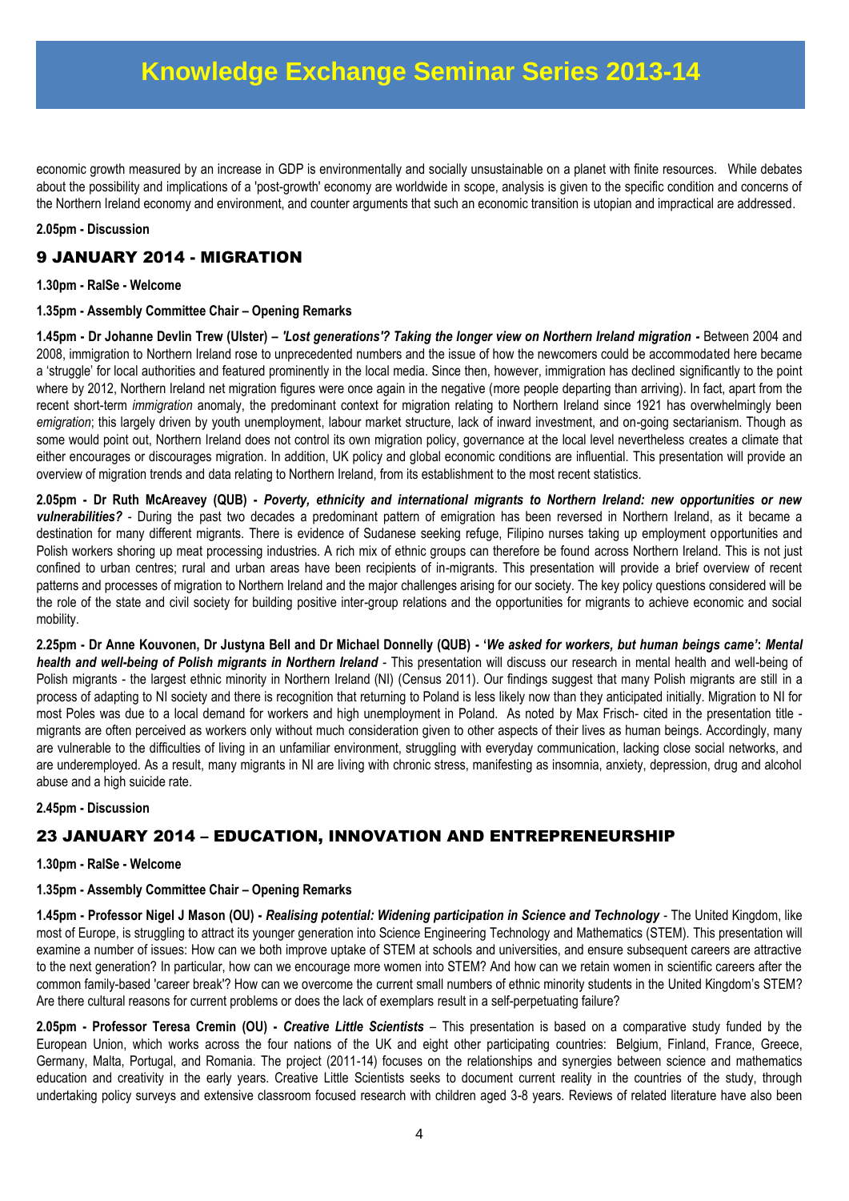economic growth measured by an increase in GDP is environmentally and socially unsustainable on a planet with finite resources. While debates about the possibility and implications of a 'post-growth' economy are worldwide in scope, analysis is given to the specific condition and concerns of the Northern Ireland economy and environment, and counter arguments that such an economic transition is utopian and impractical are addressed.

**2.05pm - Discussion**

## 9 JANUARY 2014 - MIGRATION

**1.30pm - RaISe - Welcome**

**1.35pm - Assembly Committee Chair – Opening Remarks**

**1.45pm - Dr Johanne Devlin Trew (Ulster) –** ***'Lost generations'? Taking the longer view on Northern Ireland migration* -** Between 2004 and 2008, immigration to Northern Ireland rose to unprecedented numbers and the issue of how the newcomers could be accommodated here became a 'struggle' for local authorities and featured prominently in the local media. Since then, however, immigration has declined significantly to the point where by 2012, Northern Ireland net migration figures were once again in the negative (more people departing than arriving). In fact, apart from the recent short-term *immigration* anomaly, the predominant context for migration relating to Northern Ireland since 1921 has overwhelmingly been *emigration*; this largely driven by youth unemployment, labour market structure, lack of inward investment, and on-going sectarianism. Though as some would point out, Northern Ireland does not control its own migration policy, governance at the local level nevertheless creates a climate that either encourages or discourages migration. In addition, UK policy and global economic conditions are influential. This presentation will provide an overview of migration trends and data relating to Northern Ireland, from its establishment to the most recent statistics.

**2.05pm - Dr Ruth McAreavey (QUB) -** ***Poverty, ethnicity and international migrants to Northern Ireland: new opportunities or new vulnerabilities?*** - During the past two decades a predominant pattern of emigration has been reversed in Northern Ireland, as it became a destination for many different migrants. There is evidence of Sudanese seeking refuge, Filipino nurses taking up employment opportunities and Polish workers shoring up meat processing industries. A rich mix of ethnic groups can therefore be found across Northern Ireland. This is not just confined to urban centres; rural and urban areas have been recipients of in-migrants. This presentation will provide a brief overview of recent patterns and processes of migration to Northern Ireland and the major challenges arising for our society. The key policy questions considered will be the role of the state and civil society for building positive inter-group relations and the opportunities for migrants to achieve economic and social mobility.

**2.25pm - Dr Anne Kouvonen, Dr Justyna Bell and Dr Michael Donnelly (QUB) - '*We asked for workers, but human beings came'*: *Mental health and well-being of Polish migrants in Northern Ireland*** - This presentation will discuss our research in mental health and well-being of Polish migrants - the largest ethnic minority in Northern Ireland (NI) (Census 2011). Our findings suggest that many Polish migrants are still in a process of adapting to NI society and there is recognition that returning to Poland is less likely now than they anticipated initially. Migration to NI for most Poles was due to a local demand for workers and high unemployment in Poland. As noted by Max Frisch- cited in the presentation title - migrants are often perceived as workers only without much consideration given to other aspects of their lives as human beings. Accordingly, many are vulnerable to the difficulties of living in an unfamiliar environment, struggling with everyday communication, lacking close social networks, and are underemployed. As a result, many migrants in NI are living with chronic stress, manifesting as insomnia, anxiety, depression, drug and alcohol abuse and a high suicide rate.

**2.45pm - Discussion**

## 23 JANUARY 2014 – EDUCATION, INNOVATION AND ENTREPRENEURSHIP

**1.30pm - RaISe - Welcome**

**1.35pm - Assembly Committee Chair – Opening Remarks**

**1.45pm - Professor Nigel J Mason (OU) -** ***Realising potential: Widening participation in Science and Technology*** - The United Kingdom, like most of Europe, is struggling to attract its younger generation into Science Engineering Technology and Mathematics (STEM). This presentation will examine a number of issues: How can we both improve uptake of STEM at schools and universities, and ensure subsequent careers are attractive to the next generation? In particular, how can we encourage more women into STEM? And how can we retain women in scientific careers after the common family-based 'career break'? How can we overcome the current small numbers of ethnic minority students in the United Kingdom's STEM? Are there cultural reasons for current problems or does the lack of exemplars result in a self-perpetuating failure?

**2.05pm - Professor Teresa Cremin (OU) -** ***Creative Little Scientists*** – This presentation is based on a comparative study funded by the European Union, which works across the four nations of the UK and eight other participating countries: Belgium, Finland, France, Greece, Germany, Malta, Portugal, and Romania. The project (2011-14) focuses on the relationships and synergies between science and mathematics education and creativity in the early years. Creative Little Scientists seeks to document current reality in the countries of the study, through undertaking policy surveys and extensive classroom focused research with children aged 3-8 years. Reviews of related literature have also been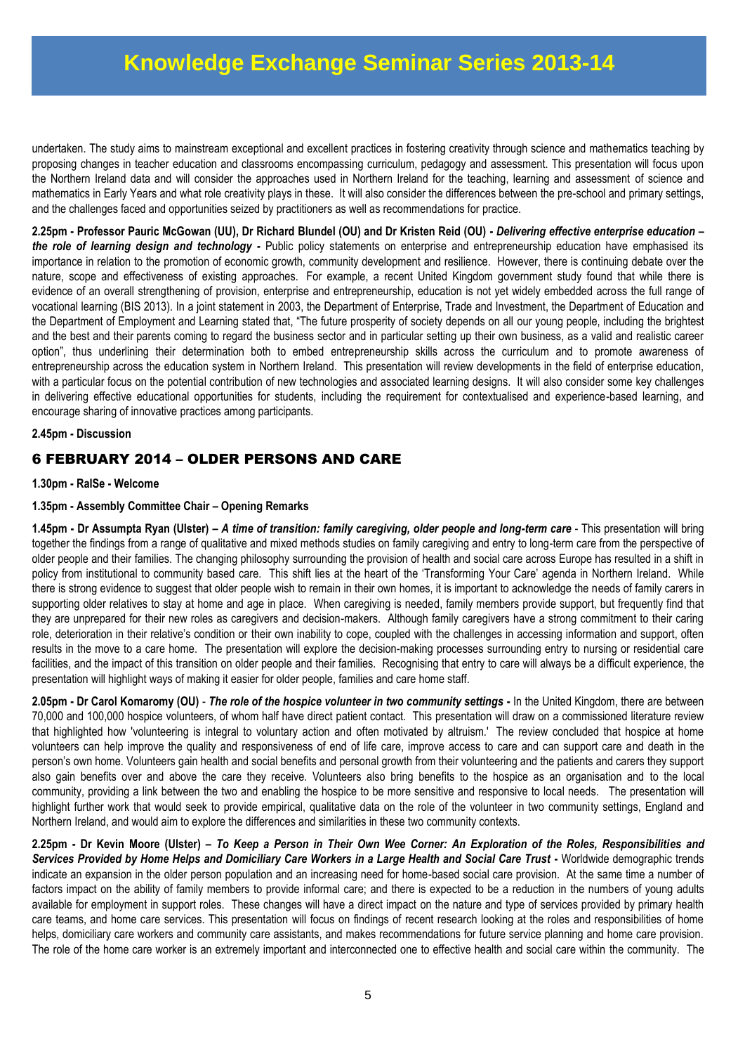undertaken. The study aims to mainstream exceptional and excellent practices in fostering creativity through science and mathematics teaching by proposing changes in teacher education and classrooms encompassing curriculum, pedagogy and assessment. This presentation will focus upon the Northern Ireland data and will consider the approaches used in Northern Ireland for the teaching, learning and assessment of science and mathematics in Early Years and what role creativity plays in these. It will also consider the differences between the pre-school and primary settings, and the challenges faced and opportunities seized by practitioners as well as recommendations for practice.

**2.25pm - Professor Pauric McGowan (UU), Dr Richard Blundel (OU) and Dr Kristen Reid (OU) -** ***Delivering effective enterprise education – the role of learning design and technology*** **-** Public policy statements on enterprise and entrepreneurship education have emphasised its importance in relation to the promotion of economic growth, community development and resilience. However, there is continuing debate over the nature, scope and effectiveness of existing approaches. For example, a recent United Kingdom government study found that while there is evidence of an overall strengthening of provision, enterprise and entrepreneurship, education is not yet widely embedded across the full range of vocational learning (BIS 2013). In a joint statement in 2003, the Department of Enterprise, Trade and Investment, the Department of Education and the Department of Employment and Learning stated that, "The future prosperity of society depends on all our young people, including the brightest and the best and their parents coming to regard the business sector and in particular setting up their own business, as a valid and realistic career option", thus underlining their determination both to embed entrepreneurship skills across the curriculum and to promote awareness of entrepreneurship across the education system in Northern Ireland. This presentation will review developments in the field of enterprise education, with a particular focus on the potential contribution of new technologies and associated learning designs. It will also consider some key challenges in delivering effective educational opportunities for students, including the requirement for contextualised and experience-based learning, and encourage sharing of innovative practices among participants.

**2.45pm - Discussion**

## 6 FEBRUARY 2014 – OLDER PERSONS AND CARE

**1.30pm - RaISe - Welcome**

**1.35pm - Assembly Committee Chair – Opening Remarks**

**1.45pm - Dr Assumpta Ryan (Ulster) –** ***A time of transition: family caregiving, older people and long-term care*** - This presentation will bring together the findings from a range of qualitative and mixed methods studies on family caregiving and entry to long-term care from the perspective of older people and their families. The changing philosophy surrounding the provision of health and social care across Europe has resulted in a shift in policy from institutional to community based care. This shift lies at the heart of the 'Transforming Your Care' agenda in Northern Ireland. While there is strong evidence to suggest that older people wish to remain in their own homes, it is important to acknowledge the needs of family carers in supporting older relatives to stay at home and age in place. When caregiving is needed, family members provide support, but frequently find that they are unprepared for their new roles as caregivers and decision-makers. Although family caregivers have a strong commitment to their caring role, deterioration in their relative's condition or their own inability to cope, coupled with the challenges in accessing information and support, often results in the move to a care home. The presentation will explore the decision-making processes surrounding entry to nursing or residential care facilities, and the impact of this transition on older people and their families. Recognising that entry to care will always be a difficult experience, the presentation will highlight ways of making it easier for older people, families and care home staff.

**2.05pm - Dr Carol Komaromy (OU)** - ***The role of the hospice volunteer in two community settings*** **-** In the United Kingdom, there are between 70,000 and 100,000 hospice volunteers, of whom half have direct patient contact. This presentation will draw on a commissioned literature review that highlighted how 'volunteering is integral to voluntary action and often motivated by altruism.' The review concluded that hospice at home volunteers can help improve the quality and responsiveness of end of life care, improve access to care and can support care and death in the person's own home. Volunteers gain health and social benefits and personal growth from their volunteering and the patients and carers they support also gain benefits over and above the care they receive. Volunteers also bring benefits to the hospice as an organisation and to the local community, providing a link between the two and enabling the hospice to be more sensitive and responsive to local needs. The presentation will highlight further work that would seek to provide empirical, qualitative data on the role of the volunteer in two community settings, England and Northern Ireland, and would aim to explore the differences and similarities in these two community contexts.

**2.25pm - Dr Kevin Moore (Ulster) –** ***To Keep a Person in Their Own Wee Corner: An Exploration of the Roles, Responsibilities and Services Provided by Home Helps and Domiciliary Care Workers in a Large Health and Social Care Trust*** **-** Worldwide demographic trends indicate an expansion in the older person population and an increasing need for home-based social care provision. At the same time a number of factors impact on the ability of family members to provide informal care; and there is expected to be a reduction in the numbers of young adults available for employment in support roles. These changes will have a direct impact on the nature and type of services provided by primary health care teams, and home care services. This presentation will focus on findings of recent research looking at the roles and responsibilities of home helps, domiciliary care workers and community care assistants, and makes recommendations for future service planning and home care provision. The role of the home care worker is an extremely important and interconnected one to effective health and social care within the community. The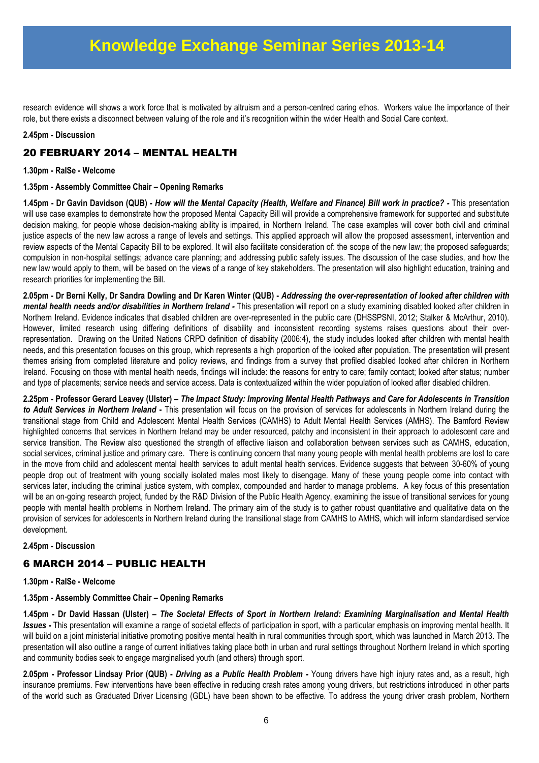research evidence will shows a work force that is motivated by altruism and a person-centred caring ethos. Workers value the importance of their role, but there exists a disconnect between valuing of the role and it's recognition within the wider Health and Social Care context.

**2.45pm - Discussion**

## 20 FEBRUARY 2014 – MENTAL HEALTH

**1.30pm - RaISe - Welcome**

**1.35pm - Assembly Committee Chair – Opening Remarks**

**1.45pm - Dr Gavin Davidson (QUB) -** ***How will the Mental Capacity (Health, Welfare and Finance) Bill work in practice? -*** This presentation will use case examples to demonstrate how the proposed Mental Capacity Bill will provide a comprehensive framework for supported and substitute decision making, for people whose decision-making ability is impaired, in Northern Ireland. The case examples will cover both civil and criminal justice aspects of the new law across a range of levels and settings. This applied approach will allow the proposed assessment, intervention and review aspects of the Mental Capacity Bill to be explored. It will also facilitate consideration of: the scope of the new law; the proposed safeguards; compulsion in non-hospital settings; advance care planning; and addressing public safety issues. The discussion of the case studies, and how the new law would apply to them, will be based on the views of a range of key stakeholders. The presentation will also highlight education, training and research priorities for implementing the Bill.

**2.05pm - Dr Berni Kelly, Dr Sandra Dowling and Dr Karen Winter (QUB) -** ***Addressing the over-representation of looked after children with mental health needs and/or disabilities in Northern Ireland -*** This presentation will report on a study examining disabled looked after children in Northern Ireland. Evidence indicates that disabled children are over-represented in the public care (DHSSPSNI, 2012; Stalker & McArthur, 2010). However, limited research using differing definitions of disability and inconsistent recording systems raises questions about their over-representation. Drawing on the United Nations CRPD definition of disability (2006:4), the study includes looked after children with mental health needs, and this presentation focuses on this group, which represents a high proportion of the looked after population. The presentation will present themes arising from completed literature and policy reviews, and findings from a survey that profiled disabled looked after children in Northern Ireland. Focusing on those with mental health needs, findings will include: the reasons for entry to care; family contact; looked after status; number and type of placements; service needs and service access. Data is contextualized within the wider population of looked after disabled children.

**2.25pm - Professor Gerard Leavey (Ulster) –** ***The Impact Study: Improving Mental Health Pathways and Care for Adolescents in Transition to Adult Services in Northern Ireland*** **-** This presentation will focus on the provision of services for adolescents in Northern Ireland during the transitional stage from Child and Adolescent Mental Health Services (CAMHS) to Adult Mental Health Services (AMHS). The Bamford Review highlighted concerns that services in Northern Ireland may be under resourced, patchy and inconsistent in their approach to adolescent care and service transition. The Review also questioned the strength of effective liaison and collaboration between services such as CAMHS, education, social services, criminal justice and primary care. There is continuing concern that many young people with mental health problems are lost to care in the move from child and adolescent mental health services to adult mental health services. Evidence suggests that between 30-60% of young people drop out of treatment with young socially isolated males most likely to disengage. Many of these young people come into contact with services later, including the criminal justice system, with complex, compounded and harder to manage problems. A key focus of this presentation will be an on-going research project, funded by the R&D Division of the Public Health Agency, examining the issue of transitional services for young people with mental health problems in Northern Ireland. The primary aim of the study is to gather robust quantitative and qualitative data on the provision of services for adolescents in Northern Ireland during the transitional stage from CAMHS to AMHS, which will inform standardised service development.

**2.45pm - Discussion**

## 6 MARCH 2014 – PUBLIC HEALTH

**1.30pm - RaISe - Welcome**

**1.35pm - Assembly Committee Chair – Opening Remarks**

**1.45pm - Dr David Hassan (Ulster) –** ***The Societal Effects of Sport in Northern Ireland: Examining Marginalisation and Mental Health Issues -*** This presentation will examine a range of societal effects of participation in sport, with a particular emphasis on improving mental health. It will build on a joint ministerial initiative promoting positive mental health in rural communities through sport, which was launched in March 2013. The presentation will also outline a range of current initiatives taking place both in urban and rural settings throughout Northern Ireland in which sporting and community bodies seek to engage marginalised youth (and others) through sport.

**2.05pm - Professor Lindsay Prior (QUB) -** ***Driving as a Public Health Problem -*** Young drivers have high injury rates and, as a result, high insurance premiums. Few interventions have been effective in reducing crash rates among young drivers, but restrictions introduced in other parts of the world such as Graduated Driver Licensing (GDL) have been shown to be effective. To address the young driver crash problem, Northern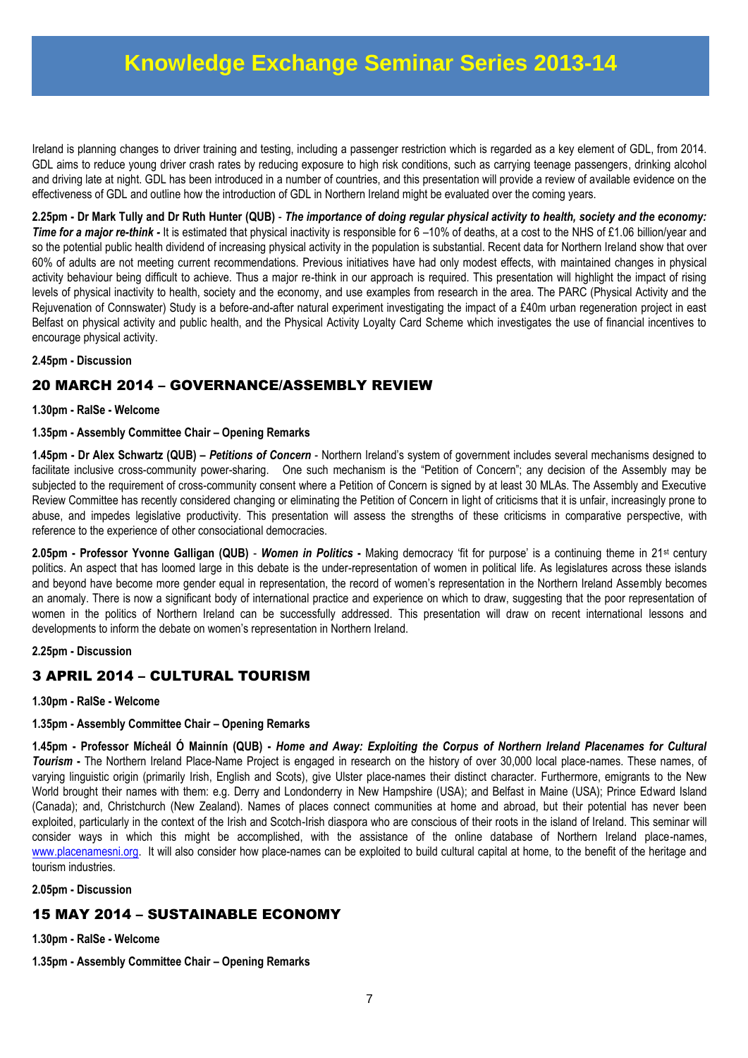# Knowledge Exchange Seminar Series 2013-14

Ireland is planning changes to driver training and testing, including a passenger restriction which is regarded as a key element of GDL, from 2014. GDL aims to reduce young driver crash rates by reducing exposure to high risk conditions, such as carrying teenage passengers, drinking alcohol and driving late at night. GDL has been introduced in a number of countries, and this presentation will provide a review of available evidence on the effectiveness of GDL and outline how the introduction of GDL in Northern Ireland might be evaluated over the coming years.

**2.25pm - Dr Mark Tully and Dr Ruth Hunter (QUB)** - ***The importance of doing regular physical activity to health, society and the economy: Time for a major re-think -*** It is estimated that physical inactivity is responsible for 6 –10% of deaths, at a cost to the NHS of £1.06 billion/year and so the potential public health dividend of increasing physical activity in the population is substantial. Recent data for Northern Ireland show that over 60% of adults are not meeting current recommendations. Previous initiatives have had only modest effects, with maintained changes in physical activity behaviour being difficult to achieve. Thus a major re-think in our approach is required. This presentation will highlight the impact of rising levels of physical inactivity to health, society and the economy, and use examples from research in the area. The PARC (Physical Activity and the Rejuvenation of Connswater) Study is a before-and-after natural experiment investigating the impact of a £40m urban regeneration project in east Belfast on physical activity and public health, and the Physical Activity Loyalty Card Scheme which investigates the use of financial incentives to encourage physical activity.

**2.45pm - Discussion**

## 20 MARCH 2014 – GOVERNANCE/ASSEMBLY REVIEW

**1.30pm - RaISe - Welcome**

**1.35pm - Assembly Committee Chair – Opening Remarks**

**1.45pm - Dr Alex Schwartz (QUB) –** ***Petitions of Concern*** - Northern Ireland's system of government includes several mechanisms designed to facilitate inclusive cross-community power-sharing. One such mechanism is the "Petition of Concern"; any decision of the Assembly may be subjected to the requirement of cross-community consent where a Petition of Concern is signed by at least 30 MLAs. The Assembly and Executive Review Committee has recently considered changing or eliminating the Petition of Concern in light of criticisms that it is unfair, increasingly prone to abuse, and impedes legislative productivity. This presentation will assess the strengths of these criticisms in comparative perspective, with reference to the experience of other consociational democracies.

**2.05pm - Professor Yvonne Galligan (QUB)** - ***Women in Politics* -** Making democracy 'fit for purpose' is a continuing theme in 21st century politics. An aspect that has loomed large in this debate is the under-representation of women in political life. As legislatures across these islands and beyond have become more gender equal in representation, the record of women's representation in the Northern Ireland Assembly becomes an anomaly. There is now a significant body of international practice and experience on which to draw, suggesting that the poor representation of women in the politics of Northern Ireland can be successfully addressed. This presentation will draw on recent international lessons and developments to inform the debate on women's representation in Northern Ireland.

**2.25pm - Discussion**

## 3 APRIL 2014 – CULTURAL TOURISM

**1.30pm - RaISe - Welcome**

**1.35pm - Assembly Committee Chair – Opening Remarks**

**1.45pm - Professor Mícheál Ó Mainnín (QUB) -** ***Home and Away: Exploiting the Corpus of Northern Ireland Placenames for Cultural Tourism* -** The Northern Ireland Place-Name Project is engaged in research on the history of over 30,000 local place-names. These names, of varying linguistic origin (primarily Irish, English and Scots), give Ulster place-names their distinct character. Furthermore, emigrants to the New World brought their names with them: e.g. Derry and Londonderry in New Hampshire (USA); and Belfast in Maine (USA); Prince Edward Island (Canada); and, Christchurch (New Zealand). Names of places connect communities at home and abroad, but their potential has never been exploited, particularly in the context of the Irish and Scotch-Irish diaspora who are conscious of their roots in the island of Ireland. This seminar will consider ways in which this might be accomplished, with the assistance of the online database of Northern Ireland place-names, www.placenamesni.org. It will also consider how place-names can be exploited to build cultural capital at home, to the benefit of the heritage and tourism industries.

**2.05pm - Discussion**

## 15 MAY 2014 – SUSTAINABLE ECONOMY

**1.30pm - RaISe - Welcome**

**1.35pm - Assembly Committee Chair – Opening Remarks**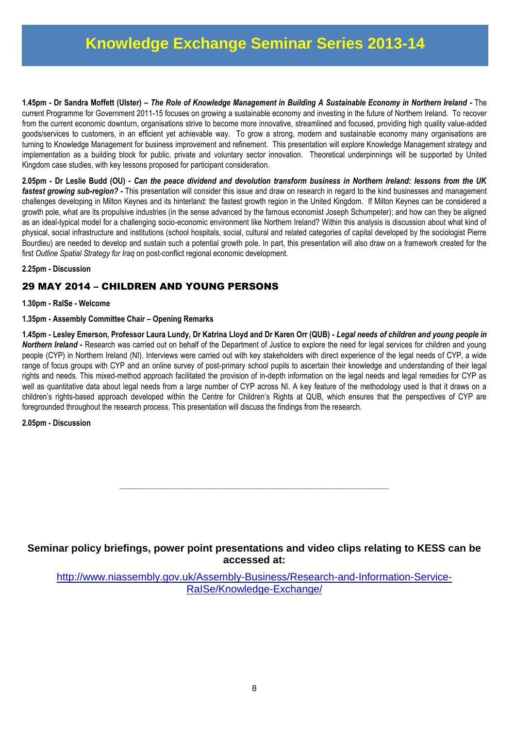# Knowledge Exchange Seminar Series 2013-14

**1.45pm - Dr Sandra Moffett (Ulster) –** ***The Role of Knowledge Management in Building A Sustainable Economy in Northern Ireland -*** The current Programme for Government 2011-15 focuses on growing a sustainable economy and investing in the future of Northern Ireland. To recover from the current economic downturn, organisations strive to become more innovative, streamlined and focused, providing high quality value-added goods/services to customers, in an efficient yet achievable way. To grow a strong, modern and sustainable economy many organisations are turning to Knowledge Management for business improvement and refinement. This presentation will explore Knowledge Management strategy and implementation as a building block for public, private and voluntary sector innovation. Theoretical underpinnings will be supported by United Kingdom case studies, with key lessons proposed for participant consideration.

**2.05pm - Dr Leslie Budd (OU) -** ***Can the peace dividend and devolution transform business in Northern Ireland: lessons from the UK fastest growing sub-region? -*** This presentation will consider this issue and draw on research in regard to the kind businesses and management challenges developing in Milton Keynes and its hinterland: the fastest growth region in the United Kingdom. If Milton Keynes can be considered a growth pole, what are its propulsive industries (in the sense advanced by the famous economist Joseph Schumpeter); and how can they be aligned as an ideal-typical model for a challenging socio-economic environment like Northern Ireland? Within this analysis is discussion about what kind of physical, social infrastructure and institutions (school hospitals, social, cultural and related categories of capital developed by the sociologist Pierre Bourdieu) are needed to develop and sustain such a potential growth pole. In part, this presentation will also draw on a framework created for the first *Outline Spatial Strategy for Iraq* on post-conflict regional economic development.

**2.25pm - Discussion**

## 29 MAY 2014 – CHILDREN AND YOUNG PERSONS

**1.30pm - RaISe - Welcome**

**1.35pm - Assembly Committee Chair – Opening Remarks**

**1.45pm - Lesley Emerson, Professor Laura Lundy, Dr Katrina Lloyd and Dr Karen Orr (QUB) -** ***Legal needs of children and young people in Northern Ireland -*** Research was carried out on behalf of the Department of Justice to explore the need for legal services for children and young people (CYP) in Northern Ireland (NI). Interviews were carried out with key stakeholders with direct experience of the legal needs of CYP, a wide range of focus groups with CYP and an online survey of post-primary school pupils to ascertain their knowledge and understanding of their legal rights and needs. This mixed-method approach facilitated the provision of in-depth information on the legal needs and legal remedies for CYP as well as quantitative data about legal needs from a large number of CYP across NI. A key feature of the methodology used is that it draws on a children's rights-based approach developed within the Centre for Children's Rights at QUB, which ensures that the perspectives of CYP are foregrounded throughout the research process. This presentation will discuss the findings from the research.

**2.05pm - Discussion**

---

**Seminar policy briefings, power point presentations and video clips relating to KESS can be accessed at:**

http://www.niassembly.gov.uk/Assembly-Business/Research-and-Information-Service-RaISe/Knowledge-Exchange/